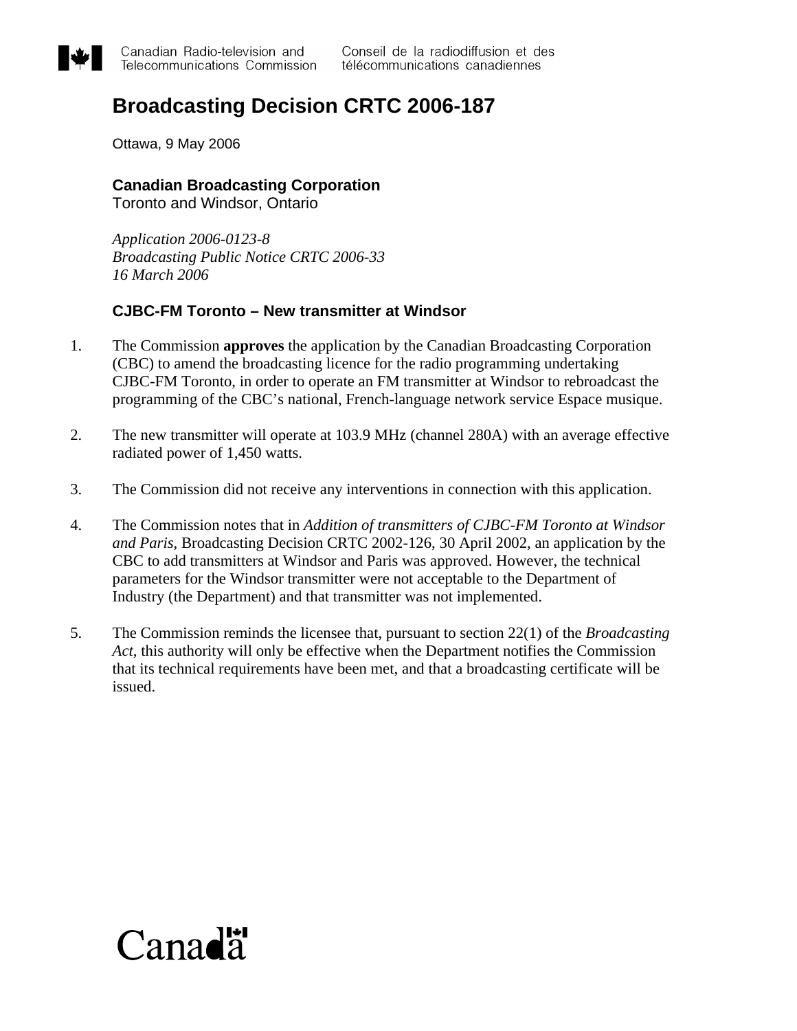Canadian Radio-television and Telecommunications Commission | Conseil de la radiodiffusion et des télécommunications canadiennes

# Broadcasting Decision CRTC 2006-187

Ottawa, 9 May 2006

**Canadian Broadcasting Corporation**
Toronto and Windsor, Ontario

*Application 2006-0123-8*
*Broadcasting Public Notice CRTC 2006-33*
*16 March 2006*

## CJBC-FM Toronto – New transmitter at Windsor

1. The Commission **approves** the application by the Canadian Broadcasting Corporation (CBC) to amend the broadcasting licence for the radio programming undertaking CJBC-FM Toronto, in order to operate an FM transmitter at Windsor to rebroadcast the programming of the CBC's national, French-language network service Espace musique.

2. The new transmitter will operate at 103.9 MHz (channel 280A) with an average effective radiated power of 1,450 watts.

3. The Commission did not receive any interventions in connection with this application.

4. The Commission notes that in *Addition of transmitters of CJBC-FM Toronto at Windsor and Paris*, Broadcasting Decision CRTC 2002-126, 30 April 2002, an application by the CBC to add transmitters at Windsor and Paris was approved. However, the technical parameters for the Windsor transmitter were not acceptable to the Department of Industry (the Department) and that transmitter was not implemented.

5. The Commission reminds the licensee that, pursuant to section 22(1) of the *Broadcasting Act*, this authority will only be effective when the Department notifies the Commission that its technical requirements have been met, and that a broadcasting certificate will be issued.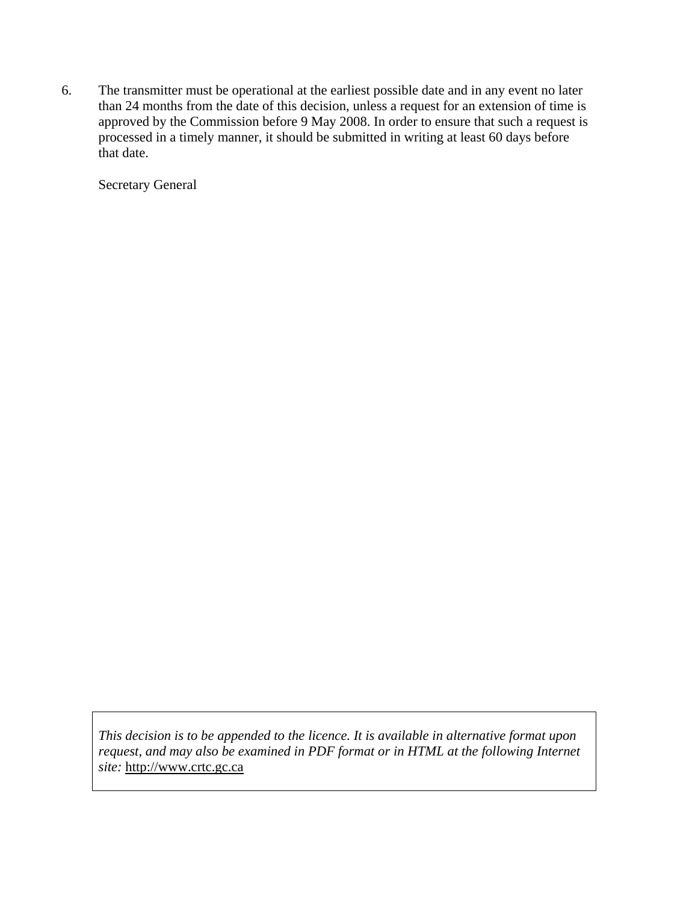6. The transmitter must be operational at the earliest possible date and in any event no later than 24 months from the date of this decision, unless a request for an extension of time is approved by the Commission before 9 May 2008. In order to ensure that such a request is processed in a timely manner, it should be submitted in writing at least 60 days before that date.

Secretary General

*This decision is to be appended to the licence. It is available in alternative format upon request, and may also be examined in PDF format or in HTML at the following Internet site:* http://www.crtc.gc.ca